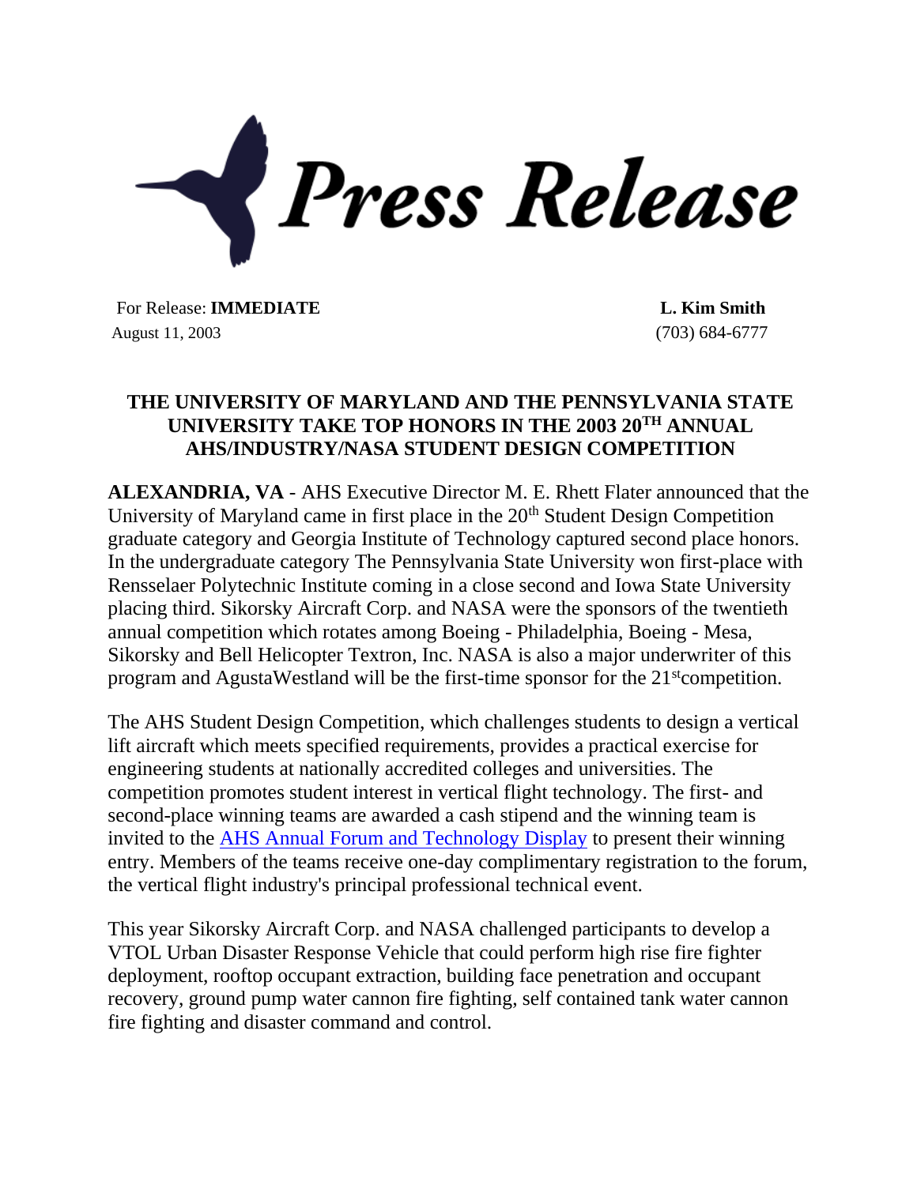# *Press Release*

For Release: **IMMEDIATE**
August 11, 2003

**L. Kim Smith**
(703) 684-6777

## THE UNIVERSITY OF MARYLAND AND THE PENNSYLVANIA STATE UNIVERSITY TAKE TOP HONORS IN THE 2003 20TH ANNUAL AHS/INDUSTRY/NASA STUDENT DESIGN COMPETITION

**ALEXANDRIA, VA** - AHS Executive Director M. E. Rhett Flater announced that the University of Maryland came in first place in the 20th Student Design Competition graduate category and Georgia Institute of Technology captured second place honors. In the undergraduate category The Pennsylvania State University won first-place with Rensselaer Polytechnic Institute coming in a close second and Iowa State University placing third. Sikorsky Aircraft Corp. and NASA were the sponsors of the twentieth annual competition which rotates among Boeing - Philadelphia, Boeing - Mesa, Sikorsky and Bell Helicopter Textron, Inc. NASA is also a major underwriter of this program and AgustaWestland will be the first-time sponsor for the 21stcompetition.

The AHS Student Design Competition, which challenges students to design a vertical lift aircraft which meets specified requirements, provides a practical exercise for engineering students at nationally accredited colleges and universities. The competition promotes student interest in vertical flight technology. The first- and second-place winning teams are awarded a cash stipend and the winning team is invited to the AHS Annual Forum and Technology Display to present their winning entry. Members of the teams receive one-day complimentary registration to the forum, the vertical flight industry's principal professional technical event.

This year Sikorsky Aircraft Corp. and NASA challenged participants to develop a VTOL Urban Disaster Response Vehicle that could perform high rise fire fighter deployment, rooftop occupant extraction, building face penetration and occupant recovery, ground pump water cannon fire fighting, self contained tank water cannon fire fighting and disaster command and control.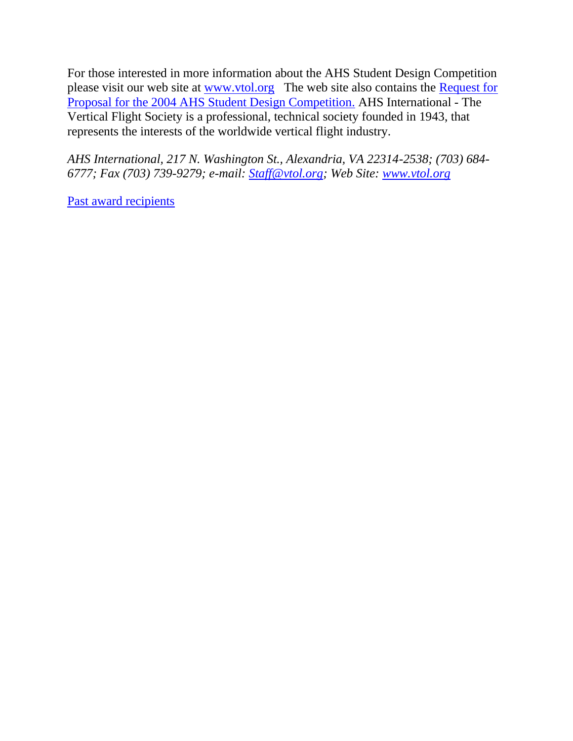For those interested in more information about the AHS Student Design Competition please visit our web site at www.vtol.org   The web site also contains the Request for Proposal for the 2004 AHS Student Design Competition. AHS International - The Vertical Flight Society is a professional, technical society founded in 1943, that represents the interests of the worldwide vertical flight industry.

*AHS International, 217 N. Washington St., Alexandria, VA 22314-2538; (703) 684-6777; Fax (703) 739-9279; e-mail: Staff@vtol.org; Web Site: www.vtol.org*

Past award recipients